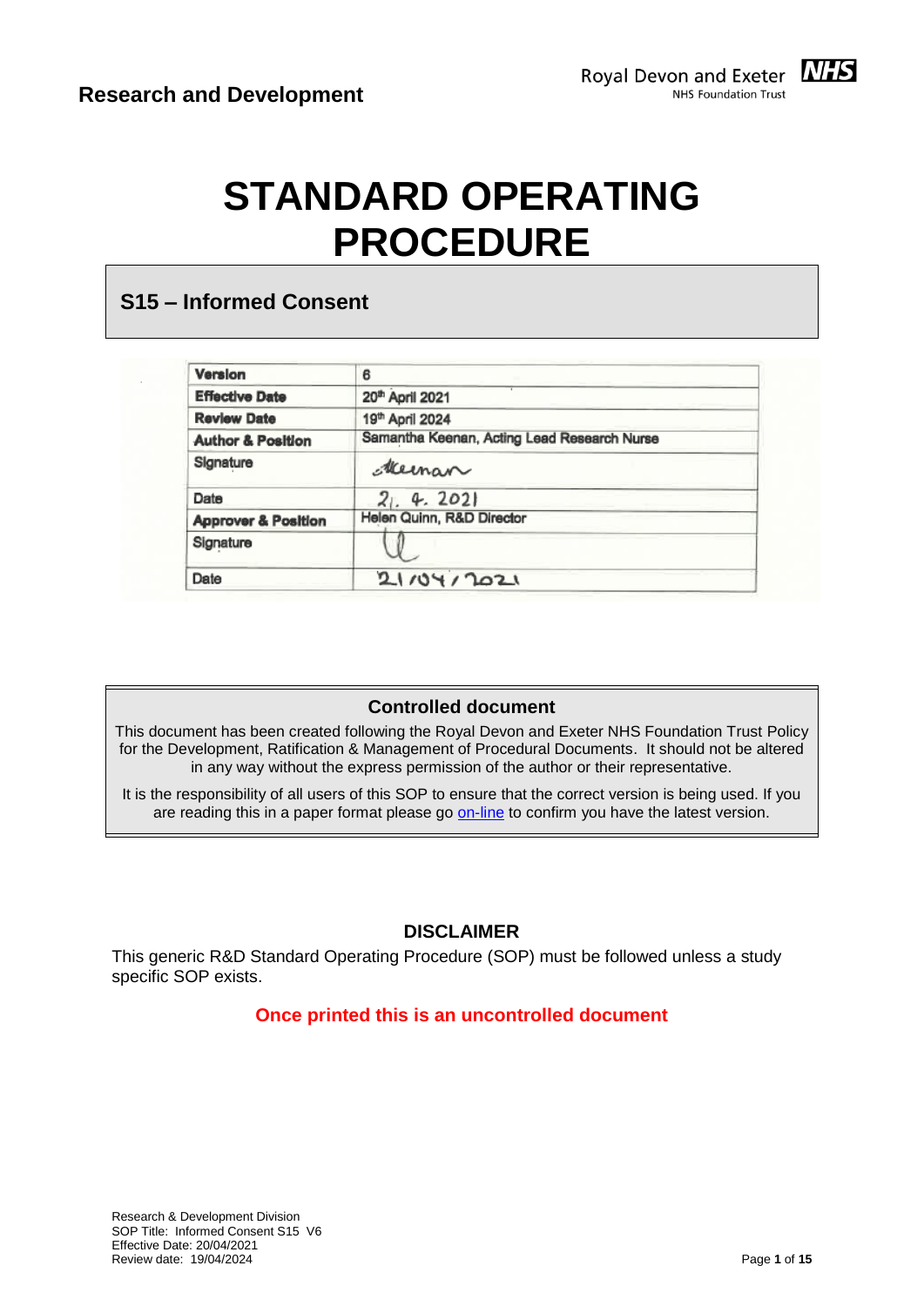Research and Development

Royal Devon and Exeter NHS Foundation Trust

# STANDARD OPERATING PROCEDURE

## S15 – Informed Consent

| Version | 6 |
|---|---|
| Effective Date | 20th April 2021 |
| Review Date | 19th April 2024 |
| Author & Position | Samantha Keenan, Acting Lead Research Nurse |
| Signature | Keenan |
| Date | 21. 4. 2021 |
| Approver & Position | Helen Quinn, R&D Director |
| Signature | |
| Date | 21/04/2021 |

**Controlled document**

This document has been created following the Royal Devon and Exeter NHS Foundation Trust Policy for the Development, Ratification & Management of Procedural Documents. It should not be altered in any way without the express permission of the author or their representative.

It is the responsibility of all users of this SOP to ensure that the correct version is being used. If you are reading this in a paper format please go on-line to confirm you have the latest version.

**DISCLAIMER**

This generic R&D Standard Operating Procedure (SOP) must be followed unless a study specific SOP exists.

**Once printed this is an uncontrolled document**

Research & Development Division
SOP Title: Informed Consent S15 V6
Effective Date: 20/04/2021
Review date: 19/04/2024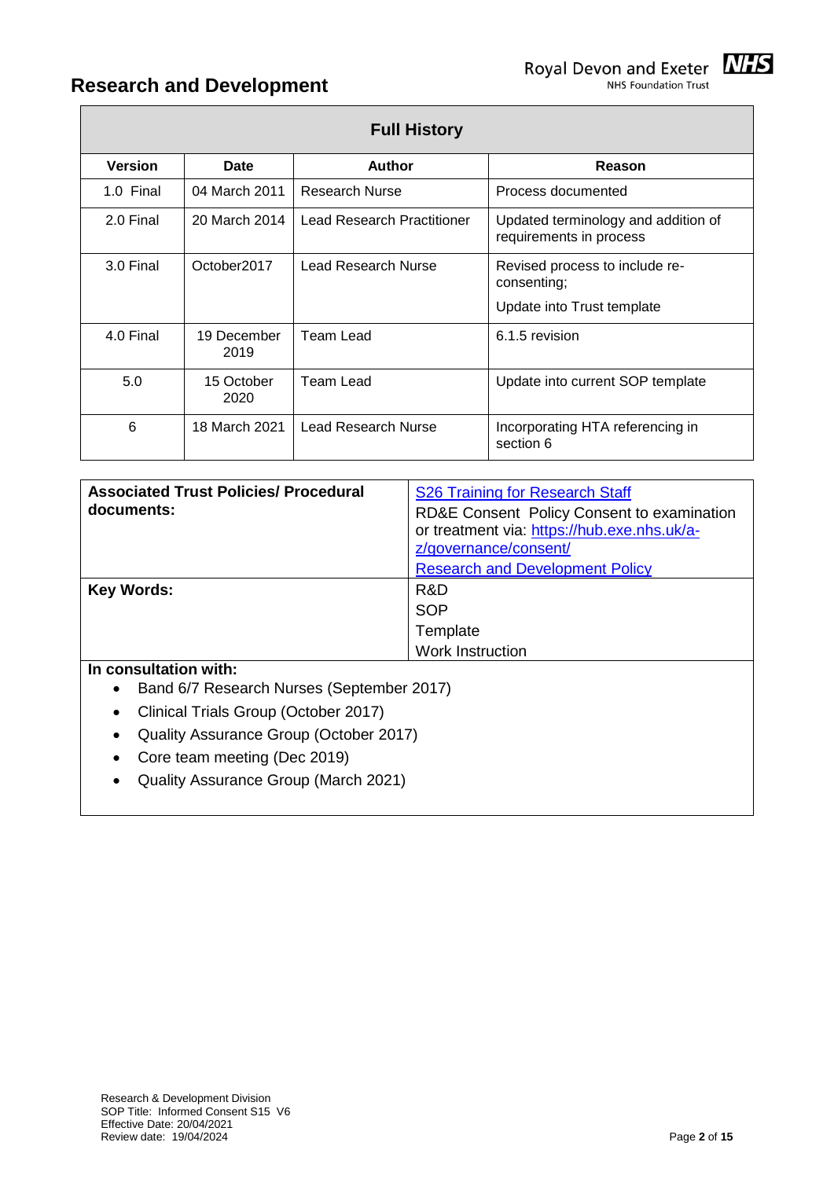| Full History | | | |
|---|---|---|---|
| **Version** | **Date** | **Author** | **Reason** |
| 1.0 Final | 04 March 2011 | Research Nurse | Process documented |
| 2.0 Final | 20 March 2014 | Lead Research Practitioner | Updated terminology and addition of requirements in process |
| 3.0 Final | October2017 | Lead Research Nurse | Revised process to include re-consenting;<br><br>Update into Trust template |
| 4.0 Final | 19 December 2019 | Team Lead | 6.1.5 revision |
| 5.0 | 15 October 2020 | Team Lead | Update into current SOP template |
| 6 | 18 March 2021 | Lead Research Nurse | Incorporating HTA referencing in section 6 |

| | |
|---|---|
| **Associated Trust Policies/ Procedural documents:** | S26 Training for Research Staff<br>RD&E Consent Policy Consent to examination or treatment via: https://hub.exe.nhs.uk/a-z/governance/consent/<br>Research and Development Policy |
| **Key Words:** | R&D<br>SOP<br>Template<br>Work Instruction |

**In consultation with:**

- Band 6/7 Research Nurses (September 2017)
- Clinical Trials Group (October 2017)
- Quality Assurance Group (October 2017)
- Core team meeting (Dec 2019)
- Quality Assurance Group (March 2021)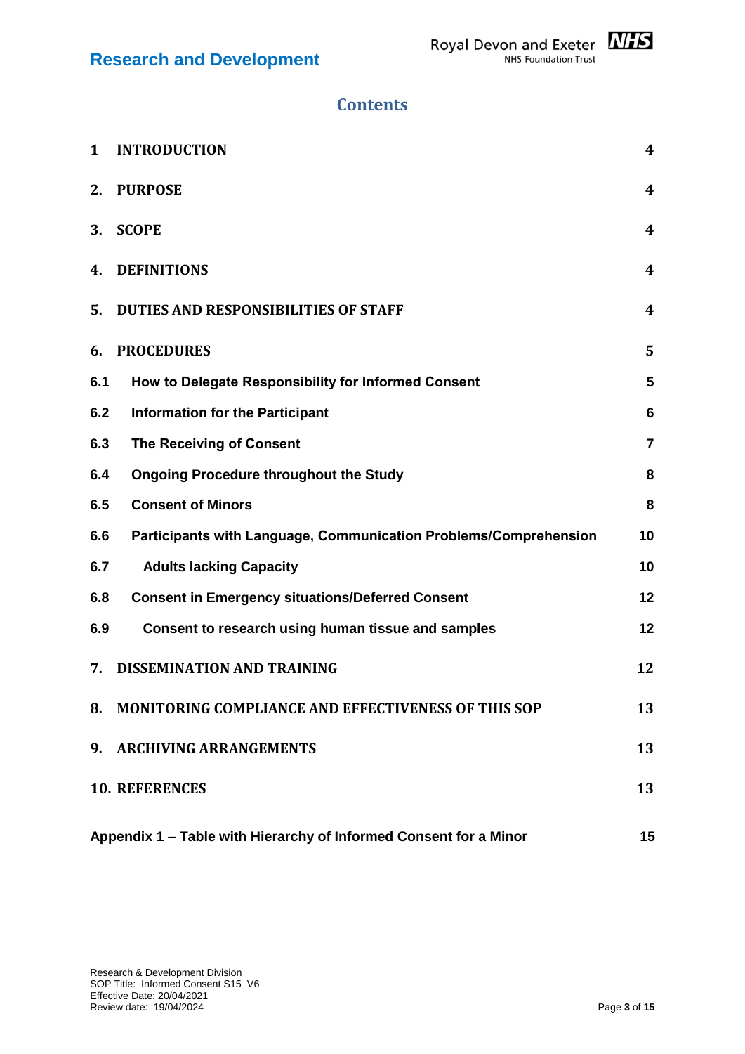# Contents

| | | |
|---|---|---|
| **1** | **INTRODUCTION** | **4** |
| **2.** | **PURPOSE** | **4** |
| **3.** | **SCOPE** | **4** |
| **4.** | **DEFINITIONS** | **4** |
| **5.** | **DUTIES AND RESPONSIBILITIES OF STAFF** | **4** |
| **6.** | **PROCEDURES** | **5** |
| **6.1** | **How to Delegate Responsibility for Informed Consent** | **5** |
| **6.2** | **Information for the Participant** | **6** |
| **6.3** | **The Receiving of Consent** | **7** |
| **6.4** | **Ongoing Procedure throughout the Study** | **8** |
| **6.5** | **Consent of Minors** | **8** |
| **6.6** | **Participants with Language, Communication Problems/Comprehension** | **10** |
| **6.7** | **Adults lacking Capacity** | **10** |
| **6.8** | **Consent in Emergency situations/Deferred Consent** | **12** |
| **6.9** | **Consent to research using human tissue and samples** | **12** |
| **7.** | **DISSEMINATION AND TRAINING** | **12** |
| **8.** | **MONITORING COMPLIANCE AND EFFECTIVENESS OF THIS SOP** | **13** |
| **9.** | **ARCHIVING ARRANGEMENTS** | **13** |
| **10.** | **REFERENCES** | **13** |
| | **Appendix 1 – Table with Hierarchy of Informed Consent for a Minor** | **15** |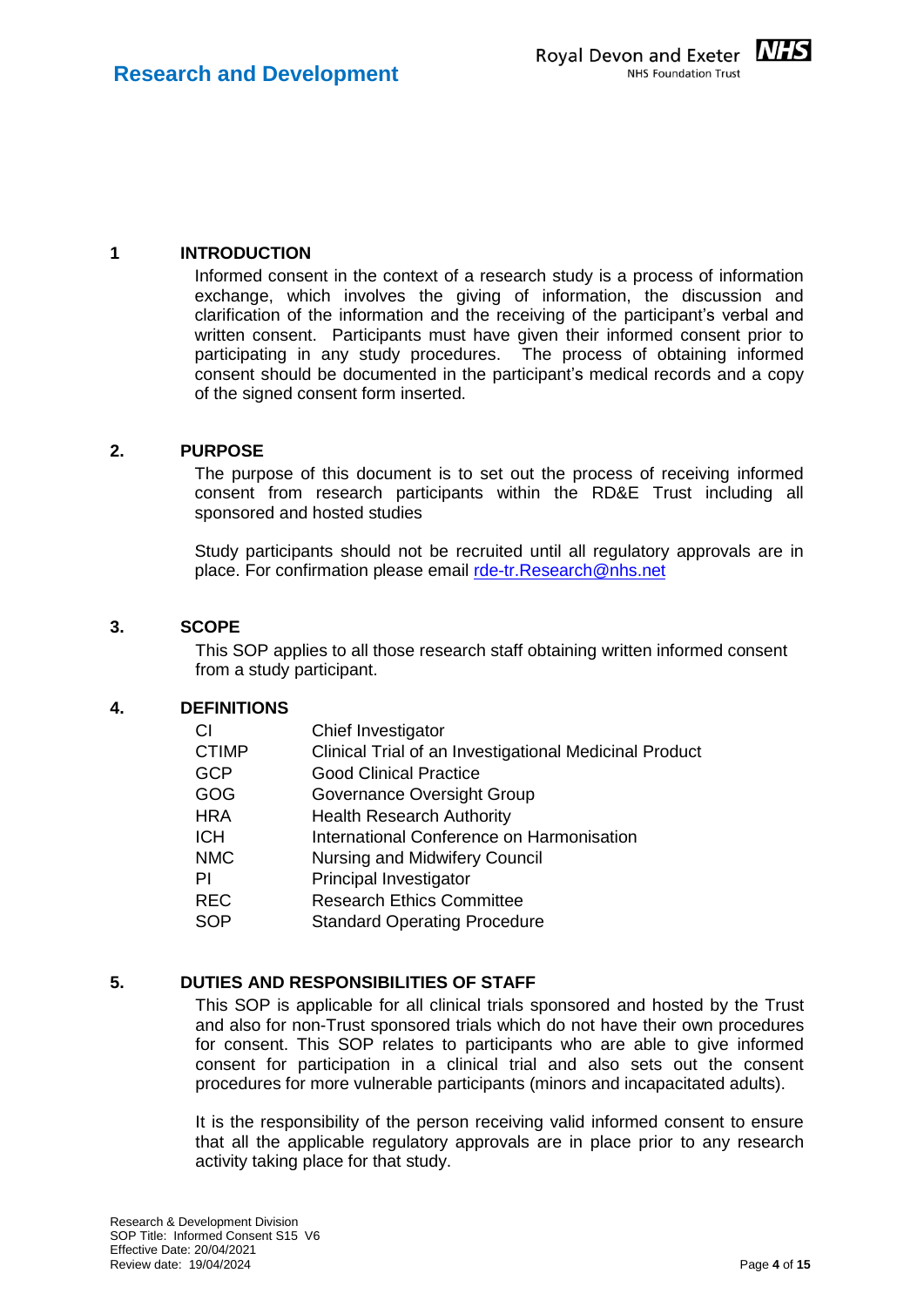## 1 INTRODUCTION

Informed consent in the context of a research study is a process of information exchange, which involves the giving of information, the discussion and clarification of the information and the receiving of the participant's verbal and written consent. Participants must have given their informed consent prior to participating in any study procedures. The process of obtaining informed consent should be documented in the participant's medical records and a copy of the signed consent form inserted.

## 2. PURPOSE

The purpose of this document is to set out the process of receiving informed consent from research participants within the RD&E Trust including all sponsored and hosted studies

Study participants should not be recruited until all regulatory approvals are in place. For confirmation please email rde-tr.Research@nhs.net

## 3. SCOPE

This SOP applies to all those research staff obtaining written informed consent from a study participant.

## 4. DEFINITIONS

| | |
|---|---|
| CI | Chief Investigator |
| CTIMP | Clinical Trial of an Investigational Medicinal Product |
| GCP | Good Clinical Practice |
| GOG | Governance Oversight Group |
| HRA | Health Research Authority |
| ICH | International Conference on Harmonisation |
| NMC | Nursing and Midwifery Council |
| PI | Principal Investigator |
| REC | Research Ethics Committee |
| SOP | Standard Operating Procedure |

## 5. DUTIES AND RESPONSIBILITIES OF STAFF

This SOP is applicable for all clinical trials sponsored and hosted by the Trust and also for non-Trust sponsored trials which do not have their own procedures for consent. This SOP relates to participants who are able to give informed consent for participation in a clinical trial and also sets out the consent procedures for more vulnerable participants (minors and incapacitated adults).

It is the responsibility of the person receiving valid informed consent to ensure that all the applicable regulatory approvals are in place prior to any research activity taking place for that study.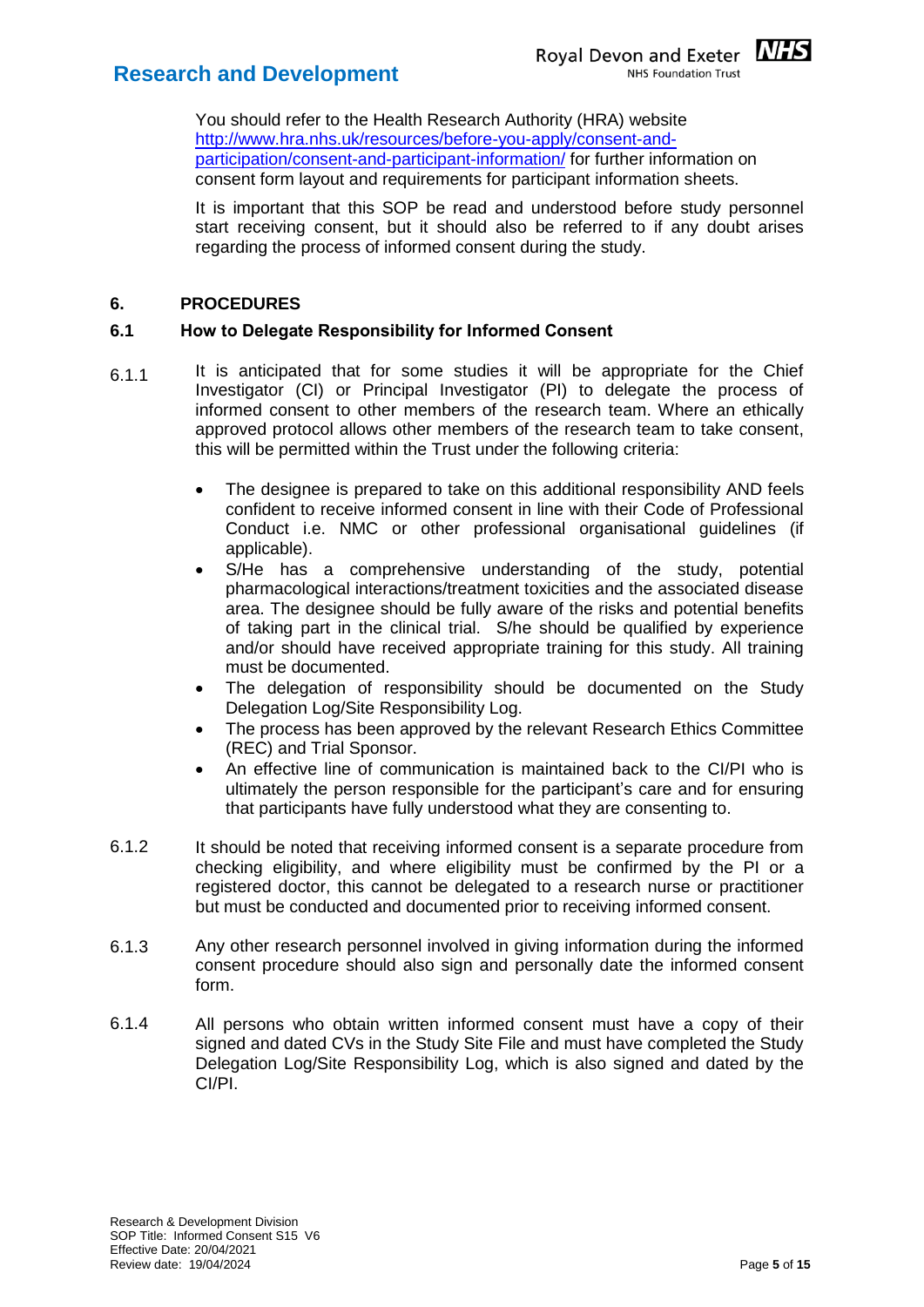You should refer to the Health Research Authority (HRA) website http://www.hra.nhs.uk/resources/before-you-apply/consent-and-participation/consent-and-participant-information/ for further information on consent form layout and requirements for participant information sheets.

It is important that this SOP be read and understood before study personnel start receiving consent, but it should also be referred to if any doubt arises regarding the process of informed consent during the study.

## 6. PROCEDURES

### 6.1 How to Delegate Responsibility for Informed Consent

6.1.1 It is anticipated that for some studies it will be appropriate for the Chief Investigator (CI) or Principal Investigator (PI) to delegate the process of informed consent to other members of the research team. Where an ethically approved protocol allows other members of the research team to take consent, this will be permitted within the Trust under the following criteria:

- The designee is prepared to take on this additional responsibility AND feels confident to receive informed consent in line with their Code of Professional Conduct i.e. NMC or other professional organisational guidelines (if applicable).
- S/He has a comprehensive understanding of the study, potential pharmacological interactions/treatment toxicities and the associated disease area. The designee should be fully aware of the risks and potential benefits of taking part in the clinical trial. S/he should be qualified by experience and/or should have received appropriate training for this study. All training must be documented.
- The delegation of responsibility should be documented on the Study Delegation Log/Site Responsibility Log.
- The process has been approved by the relevant Research Ethics Committee (REC) and Trial Sponsor.
- An effective line of communication is maintained back to the CI/PI who is ultimately the person responsible for the participant's care and for ensuring that participants have fully understood what they are consenting to.

6.1.2 It should be noted that receiving informed consent is a separate procedure from checking eligibility, and where eligibility must be confirmed by the PI or a registered doctor, this cannot be delegated to a research nurse or practitioner but must be conducted and documented prior to receiving informed consent.

6.1.3 Any other research personnel involved in giving information during the informed consent procedure should also sign and personally date the informed consent form.

6.1.4 All persons who obtain written informed consent must have a copy of their signed and dated CVs in the Study Site File and must have completed the Study Delegation Log/Site Responsibility Log, which is also signed and dated by the CI/PI.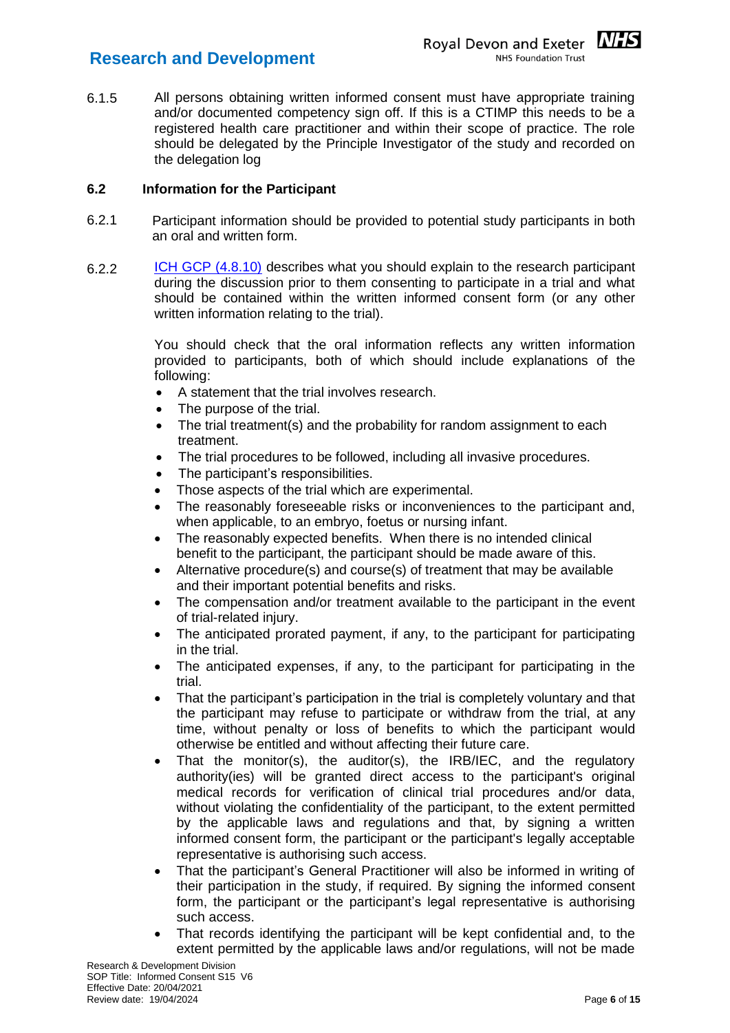6.1.5 All persons obtaining written informed consent must have appropriate training and/or documented competency sign off. If this is a CTIMP this needs to be a registered health care practitioner and within their scope of practice. The role should be delegated by the Principle Investigator of the study and recorded on the delegation log

### 6.2 Information for the Participant

6.2.1 Participant information should be provided to potential study participants in both an oral and written form.

6.2.2 ICH GCP (4.8.10) describes what you should explain to the research participant during the discussion prior to them consenting to participate in a trial and what should be contained within the written informed consent form (or any other written information relating to the trial).

You should check that the oral information reflects any written information provided to participants, both of which should include explanations of the following:

- A statement that the trial involves research.
- The purpose of the trial.
- The trial treatment(s) and the probability for random assignment to each treatment.
- The trial procedures to be followed, including all invasive procedures.
- The participant's responsibilities.
- Those aspects of the trial which are experimental.
- The reasonably foreseeable risks or inconveniences to the participant and, when applicable, to an embryo, foetus or nursing infant.
- The reasonably expected benefits. When there is no intended clinical benefit to the participant, the participant should be made aware of this.
- Alternative procedure(s) and course(s) of treatment that may be available and their important potential benefits and risks.
- The compensation and/or treatment available to the participant in the event of trial-related injury.
- The anticipated prorated payment, if any, to the participant for participating in the trial.
- The anticipated expenses, if any, to the participant for participating in the trial.
- That the participant's participation in the trial is completely voluntary and that the participant may refuse to participate or withdraw from the trial, at any time, without penalty or loss of benefits to which the participant would otherwise be entitled and without affecting their future care.
- That the monitor(s), the auditor(s), the IRB/IEC, and the regulatory authority(ies) will be granted direct access to the participant's original medical records for verification of clinical trial procedures and/or data, without violating the confidentiality of the participant, to the extent permitted by the applicable laws and regulations and that, by signing a written informed consent form, the participant or the participant's legally acceptable representative is authorising such access.
- That the participant's General Practitioner will also be informed in writing of their participation in the study, if required. By signing the informed consent form, the participant or the participant's legal representative is authorising such access.
- That records identifying the participant will be kept confidential and, to the extent permitted by the applicable laws and/or regulations, will not be made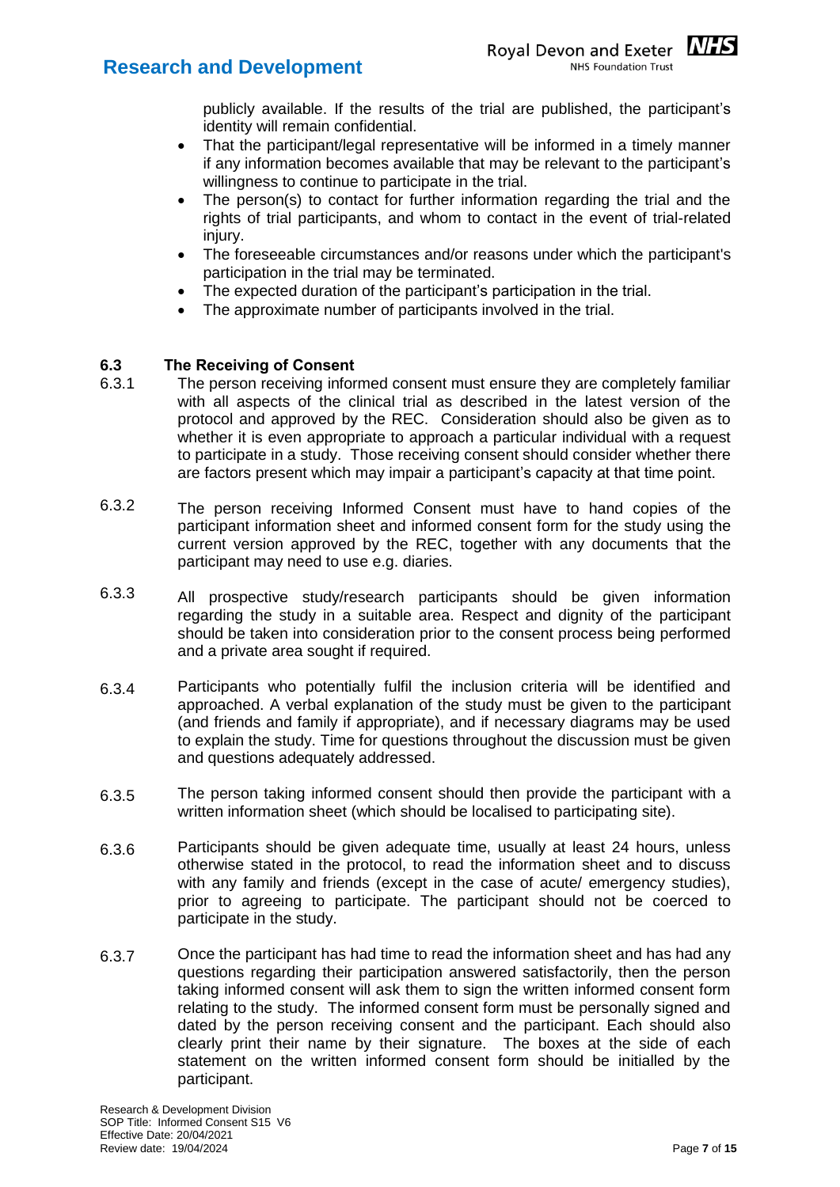publicly available. If the results of the trial are published, the participant's identity will remain confidential.

- That the participant/legal representative will be informed in a timely manner if any information becomes available that may be relevant to the participant's willingness to continue to participate in the trial.
- The person(s) to contact for further information regarding the trial and the rights of trial participants, and whom to contact in the event of trial-related injury.
- The foreseeable circumstances and/or reasons under which the participant's participation in the trial may be terminated.
- The expected duration of the participant's participation in the trial.
- The approximate number of participants involved in the trial.

### 6.3 The Receiving of Consent

6.3.1 The person receiving informed consent must ensure they are completely familiar with all aspects of the clinical trial as described in the latest version of the protocol and approved by the REC. Consideration should also be given as to whether it is even appropriate to approach a particular individual with a request to participate in a study. Those receiving consent should consider whether there are factors present which may impair a participant's capacity at that time point.

6.3.2 The person receiving Informed Consent must have to hand copies of the participant information sheet and informed consent form for the study using the current version approved by the REC, together with any documents that the participant may need to use e.g. diaries.

6.3.3 All prospective study/research participants should be given information regarding the study in a suitable area. Respect and dignity of the participant should be taken into consideration prior to the consent process being performed and a private area sought if required.

6.3.4 Participants who potentially fulfil the inclusion criteria will be identified and approached. A verbal explanation of the study must be given to the participant (and friends and family if appropriate), and if necessary diagrams may be used to explain the study. Time for questions throughout the discussion must be given and questions adequately addressed.

6.3.5 The person taking informed consent should then provide the participant with a written information sheet (which should be localised to participating site).

6.3.6 Participants should be given adequate time, usually at least 24 hours, unless otherwise stated in the protocol, to read the information sheet and to discuss with any family and friends (except in the case of acute/ emergency studies), prior to agreeing to participate. The participant should not be coerced to participate in the study.

6.3.7 Once the participant has had time to read the information sheet and has had any questions regarding their participation answered satisfactorily, then the person taking informed consent will ask them to sign the written informed consent form relating to the study. The informed consent form must be personally signed and dated by the person receiving consent and the participant. Each should also clearly print their name by their signature. The boxes at the side of each statement on the written informed consent form should be initialled by the participant.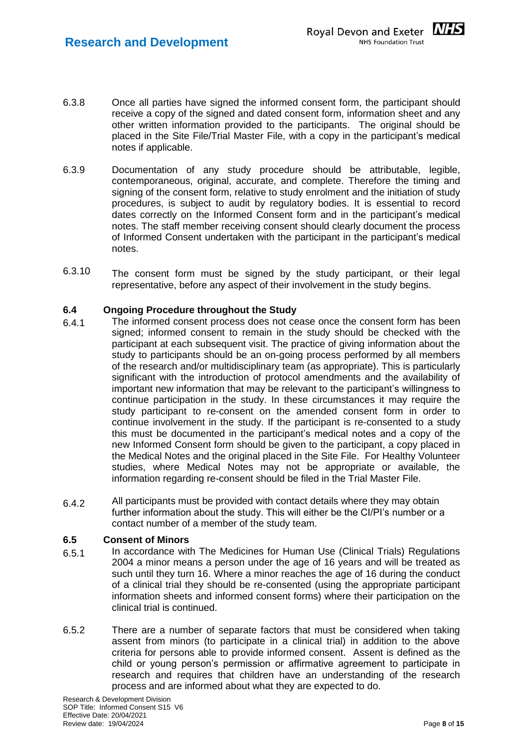6.3.8 Once all parties have signed the informed consent form, the participant should receive a copy of the signed and dated consent form, information sheet and any other written information provided to the participants. The original should be placed in the Site File/Trial Master File, with a copy in the participant's medical notes if applicable.

6.3.9 Documentation of any study procedure should be attributable, legible, contemporaneous, original, accurate, and complete. Therefore the timing and signing of the consent form, relative to study enrolment and the initiation of study procedures, is subject to audit by regulatory bodies. It is essential to record dates correctly on the Informed Consent form and in the participant's medical notes. The staff member receiving consent should clearly document the process of Informed Consent undertaken with the participant in the participant's medical notes.

6.3.10 The consent form must be signed by the study participant, or their legal representative, before any aspect of their involvement in the study begins.

### 6.4 Ongoing Procedure throughout the Study

6.4.1 The informed consent process does not cease once the consent form has been signed; informed consent to remain in the study should be checked with the participant at each subsequent visit. The practice of giving information about the study to participants should be an on-going process performed by all members of the research and/or multidisciplinary team (as appropriate). This is particularly significant with the introduction of protocol amendments and the availability of important new information that may be relevant to the participant's willingness to continue participation in the study. In these circumstances it may require the study participant to re-consent on the amended consent form in order to continue involvement in the study. If the participant is re-consented to a study this must be documented in the participant's medical notes and a copy of the new Informed Consent form should be given to the participant, a copy placed in the Medical Notes and the original placed in the Site File. For Healthy Volunteer studies, where Medical Notes may not be appropriate or available, the information regarding re-consent should be filed in the Trial Master File.

6.4.2 All participants must be provided with contact details where they may obtain further information about the study. This will either be the CI/PI's number or a contact number of a member of the study team.

### 6.5 Consent of Minors

6.5.1 In accordance with The Medicines for Human Use (Clinical Trials) Regulations 2004 a minor means a person under the age of 16 years and will be treated as such until they turn 16. Where a minor reaches the age of 16 during the conduct of a clinical trial they should be re-consented (using the appropriate participant information sheets and informed consent forms) where their participation on the clinical trial is continued.

6.5.2 There are a number of separate factors that must be considered when taking assent from minors (to participate in a clinical trial) in addition to the above criteria for persons able to provide informed consent. Assent is defined as the child or young person's permission or affirmative agreement to participate in research and requires that children have an understanding of the research process and are informed about what they are expected to do.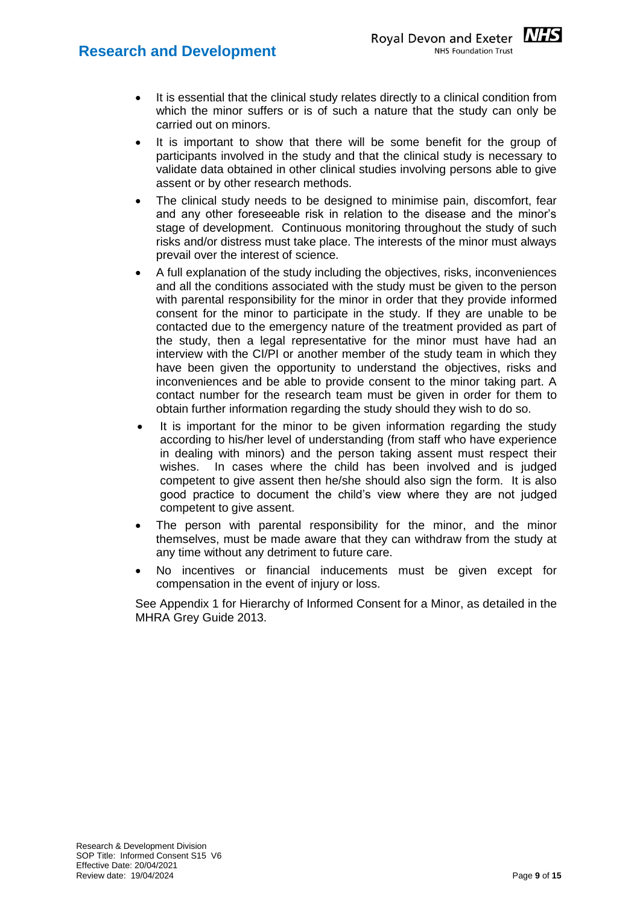- It is essential that the clinical study relates directly to a clinical condition from which the minor suffers or is of such a nature that the study can only be carried out on minors.
- It is important to show that there will be some benefit for the group of participants involved in the study and that the clinical study is necessary to validate data obtained in other clinical studies involving persons able to give assent or by other research methods.
- The clinical study needs to be designed to minimise pain, discomfort, fear and any other foreseeable risk in relation to the disease and the minor's stage of development. Continuous monitoring throughout the study of such risks and/or distress must take place. The interests of the minor must always prevail over the interest of science.
- A full explanation of the study including the objectives, risks, inconveniences and all the conditions associated with the study must be given to the person with parental responsibility for the minor in order that they provide informed consent for the minor to participate in the study. If they are unable to be contacted due to the emergency nature of the treatment provided as part of the study, then a legal representative for the minor must have had an interview with the CI/PI or another member of the study team in which they have been given the opportunity to understand the objectives, risks and inconveniences and be able to provide consent to the minor taking part. A contact number for the research team must be given in order for them to obtain further information regarding the study should they wish to do so.
- It is important for the minor to be given information regarding the study according to his/her level of understanding (from staff who have experience in dealing with minors) and the person taking assent must respect their wishes. In cases where the child has been involved and is judged competent to give assent then he/she should also sign the form. It is also good practice to document the child's view where they are not judged competent to give assent.
- The person with parental responsibility for the minor, and the minor themselves, must be made aware that they can withdraw from the study at any time without any detriment to future care.
- No incentives or financial inducements must be given except for compensation in the event of injury or loss.

See Appendix 1 for Hierarchy of Informed Consent for a Minor, as detailed in the MHRA Grey Guide 2013.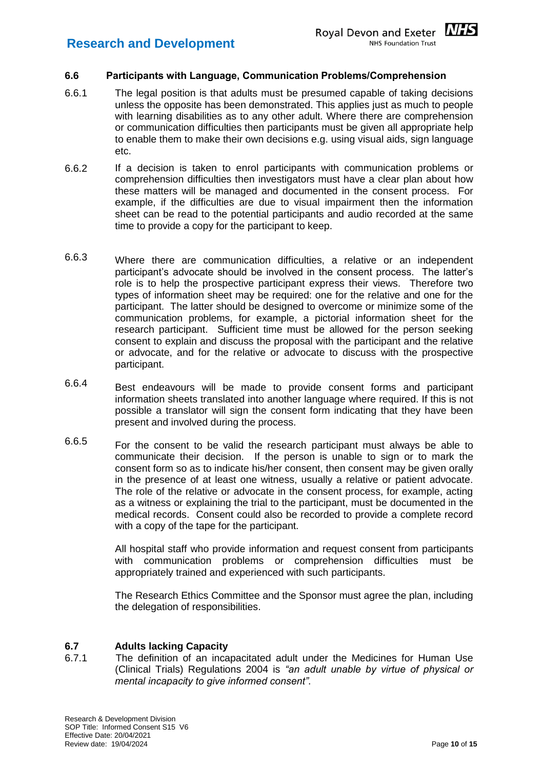### 6.6 Participants with Language, Communication Problems/Comprehension

6.6.1 The legal position is that adults must be presumed capable of taking decisions unless the opposite has been demonstrated. This applies just as much to people with learning disabilities as to any other adult. Where there are comprehension or communication difficulties then participants must be given all appropriate help to enable them to make their own decisions e.g. using visual aids, sign language etc.

6.6.2 If a decision is taken to enrol participants with communication problems or comprehension difficulties then investigators must have a clear plan about how these matters will be managed and documented in the consent process. For example, if the difficulties are due to visual impairment then the information sheet can be read to the potential participants and audio recorded at the same time to provide a copy for the participant to keep.

6.6.3 Where there are communication difficulties, a relative or an independent participant's advocate should be involved in the consent process. The latter's role is to help the prospective participant express their views. Therefore two types of information sheet may be required: one for the relative and one for the participant. The latter should be designed to overcome or minimize some of the communication problems, for example, a pictorial information sheet for the research participant. Sufficient time must be allowed for the person seeking consent to explain and discuss the proposal with the participant and the relative or advocate, and for the relative or advocate to discuss with the prospective participant.

6.6.4 Best endeavours will be made to provide consent forms and participant information sheets translated into another language where required. If this is not possible a translator will sign the consent form indicating that they have been present and involved during the process.

6.6.5 For the consent to be valid the research participant must always be able to communicate their decision. If the person is unable to sign or to mark the consent form so as to indicate his/her consent, then consent may be given orally in the presence of at least one witness, usually a relative or patient advocate. The role of the relative or advocate in the consent process, for example, acting as a witness or explaining the trial to the participant, must be documented in the medical records. Consent could also be recorded to provide a complete record with a copy of the tape for the participant.

All hospital staff who provide information and request consent from participants with communication problems or comprehension difficulties must be appropriately trained and experienced with such participants.

The Research Ethics Committee and the Sponsor must agree the plan, including the delegation of responsibilities.

### 6.7 Adults lacking Capacity

6.7.1 The definition of an incapacitated adult under the Medicines for Human Use (Clinical Trials) Regulations 2004 is *"an adult unable by virtue of physical or mental incapacity to give informed consent"*.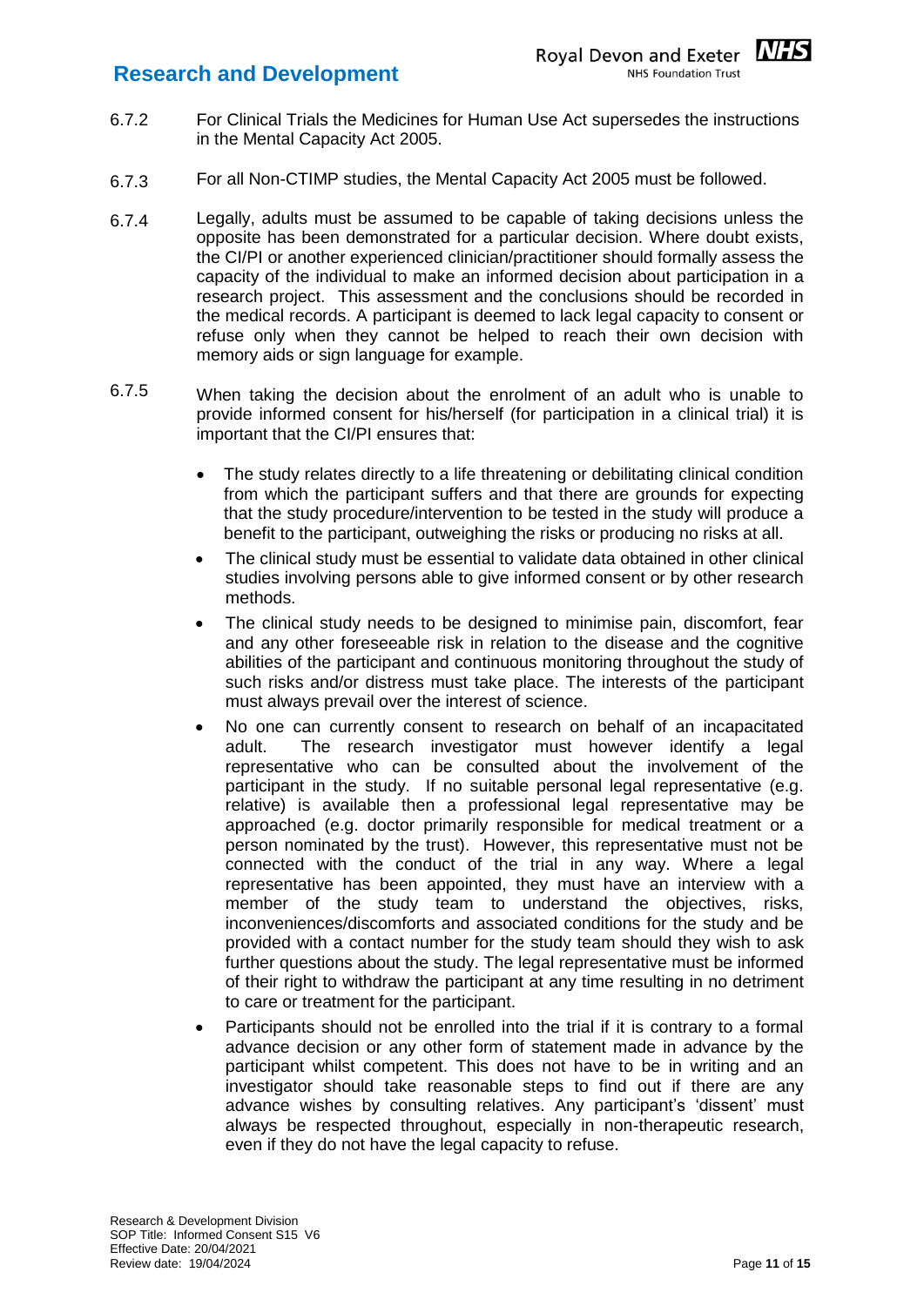6.7.2 For Clinical Trials the Medicines for Human Use Act supersedes the instructions in the Mental Capacity Act 2005.

6.7.3 For all Non-CTIMP studies, the Mental Capacity Act 2005 must be followed.

6.7.4 Legally, adults must be assumed to be capable of taking decisions unless the opposite has been demonstrated for a particular decision. Where doubt exists, the CI/PI or another experienced clinician/practitioner should formally assess the capacity of the individual to make an informed decision about participation in a research project. This assessment and the conclusions should be recorded in the medical records. A participant is deemed to lack legal capacity to consent or refuse only when they cannot be helped to reach their own decision with memory aids or sign language for example.

6.7.5 When taking the decision about the enrolment of an adult who is unable to provide informed consent for his/herself (for participation in a clinical trial) it is important that the CI/PI ensures that:

- The study relates directly to a life threatening or debilitating clinical condition from which the participant suffers and that there are grounds for expecting that the study procedure/intervention to be tested in the study will produce a benefit to the participant, outweighing the risks or producing no risks at all.
- The clinical study must be essential to validate data obtained in other clinical studies involving persons able to give informed consent or by other research methods.
- The clinical study needs to be designed to minimise pain, discomfort, fear and any other foreseeable risk in relation to the disease and the cognitive abilities of the participant and continuous monitoring throughout the study of such risks and/or distress must take place. The interests of the participant must always prevail over the interest of science.
- No one can currently consent to research on behalf of an incapacitated adult. The research investigator must however identify a legal representative who can be consulted about the involvement of the participant in the study. If no suitable personal legal representative (e.g. relative) is available then a professional legal representative may be approached (e.g. doctor primarily responsible for medical treatment or a person nominated by the trust). However, this representative must not be connected with the conduct of the trial in any way. Where a legal representative has been appointed, they must have an interview with a member of the study team to understand the objectives, risks, inconveniences/discomforts and associated conditions for the study and be provided with a contact number for the study team should they wish to ask further questions about the study. The legal representative must be informed of their right to withdraw the participant at any time resulting in no detriment to care or treatment for the participant.
- Participants should not be enrolled into the trial if it is contrary to a formal advance decision or any other form of statement made in advance by the participant whilst competent. This does not have to be in writing and an investigator should take reasonable steps to find out if there are any advance wishes by consulting relatives. Any participant's 'dissent' must always be respected throughout, especially in non-therapeutic research, even if they do not have the legal capacity to refuse.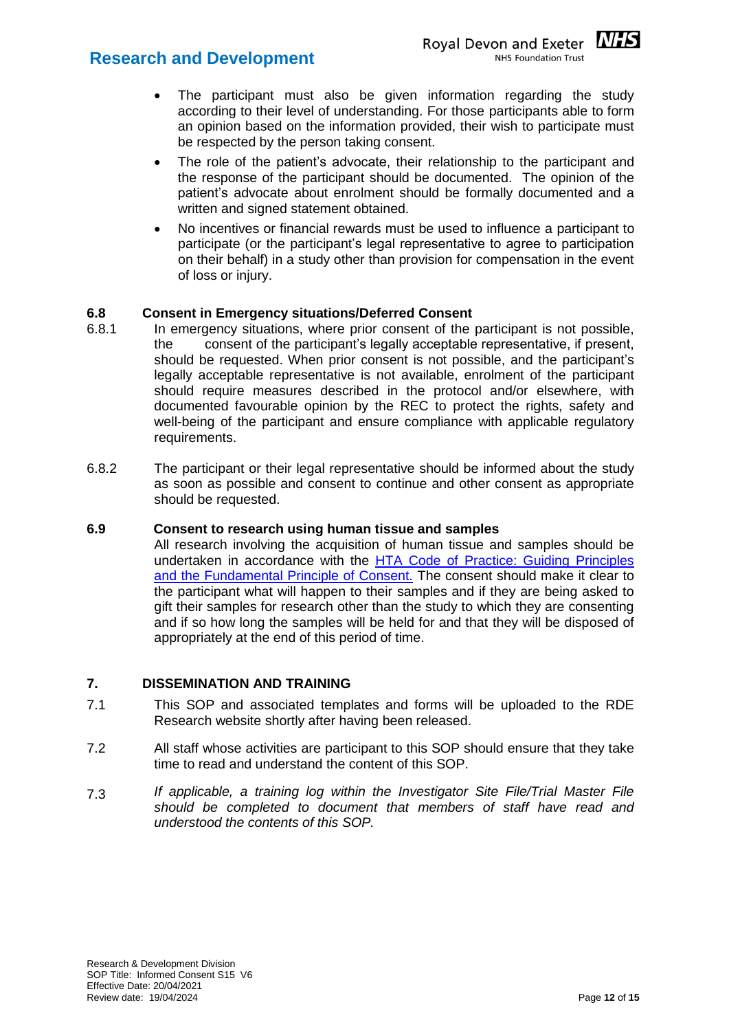- The participant must also be given information regarding the study according to their level of understanding. For those participants able to form an opinion based on the information provided, their wish to participate must be respected by the person taking consent.
- The role of the patient's advocate, their relationship to the participant and the response of the participant should be documented. The opinion of the patient's advocate about enrolment should be formally documented and a written and signed statement obtained.
- No incentives or financial rewards must be used to influence a participant to participate (or the participant's legal representative to agree to participation on their behalf) in a study other than provision for compensation in the event of loss or injury.

### 6.8 Consent in Emergency situations/Deferred Consent

6.8.1 In emergency situations, where prior consent of the participant is not possible, the consent of the participant's legally acceptable representative, if present, should be requested. When prior consent is not possible, and the participant's legally acceptable representative is not available, enrolment of the participant should require measures described in the protocol and/or elsewhere, with documented favourable opinion by the REC to protect the rights, safety and well-being of the participant and ensure compliance with applicable regulatory requirements.

6.8.2 The participant or their legal representative should be informed about the study as soon as possible and consent to continue and other consent as appropriate should be requested.

### 6.9 Consent to research using human tissue and samples

All research involving the acquisition of human tissue and samples should be undertaken in accordance with the [HTA Code of Practice: Guiding Principles and the Fundamental Principle of Consent.]() The consent should make it clear to the participant what will happen to their samples and if they are being asked to gift their samples for research other than the study to which they are consenting and if so how long the samples will be held for and that they will be disposed of appropriately at the end of this period of time.

## 7. DISSEMINATION AND TRAINING

7.1 This SOP and associated templates and forms will be uploaded to the RDE Research website shortly after having been released.

7.2 All staff whose activities are participant to this SOP should ensure that they take time to read and understand the content of this SOP.

7.3 *If applicable, a training log within the Investigator Site File/Trial Master File should be completed to document that members of staff have read and understood the contents of this SOP.*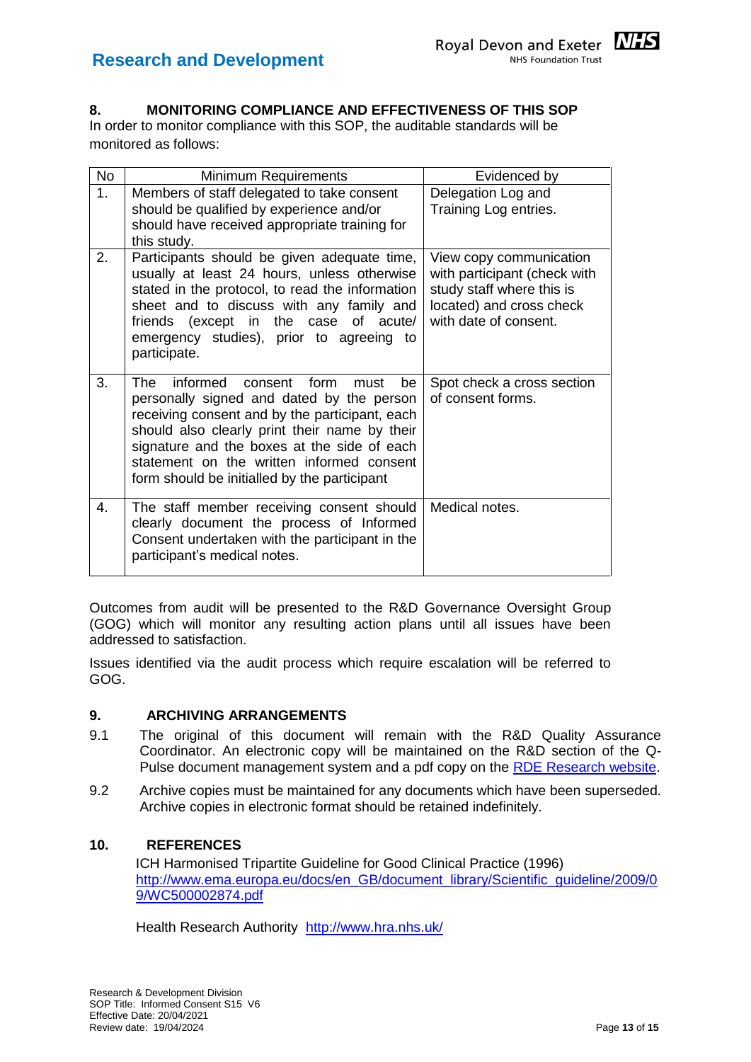## 8. MONITORING COMPLIANCE AND EFFECTIVENESS OF THIS SOP

In order to monitor compliance with this SOP, the auditable standards will be monitored as follows:

| No | Minimum Requirements | Evidenced by |
|---|---|---|
| 1. | Members of staff delegated to take consent should be qualified by experience and/or should have received appropriate training for this study. | Delegation Log and Training Log entries. |
| 2. | Participants should be given adequate time, usually at least 24 hours, unless otherwise stated in the protocol, to read the information sheet and to discuss with any family and friends (except in the case of acute/ emergency studies), prior to agreeing to participate. | View copy communication with participant (check with study staff where this is located) and cross check with date of consent. |
| 3. | The informed consent form must be personally signed and dated by the person receiving consent and by the participant, each should also clearly print their name by their signature and the boxes at the side of each statement on the written informed consent form should be initialled by the participant | Spot check a cross section of consent forms. |
| 4. | The staff member receiving consent should clearly document the process of Informed Consent undertaken with the participant in the participant's medical notes. | Medical notes. |

Outcomes from audit will be presented to the R&D Governance Oversight Group (GOG) which will monitor any resulting action plans until all issues have been addressed to satisfaction.

Issues identified via the audit process which require escalation will be referred to GOG.

## 9. ARCHIVING ARRANGEMENTS

9.1 The original of this document will remain with the R&D Quality Assurance Coordinator. An electronic copy will be maintained on the R&D section of the Q-Pulse document management system and a pdf copy on the RDE Research website.

9.2 Archive copies must be maintained for any documents which have been superseded. Archive copies in electronic format should be retained indefinitely.

## 10. REFERENCES

ICH Harmonised Tripartite Guideline for Good Clinical Practice (1996)
http://www.ema.europa.eu/docs/en_GB/document_library/Scientific_guideline/2009/09/WC500002874.pdf

Health Research Authority http://www.hra.nhs.uk/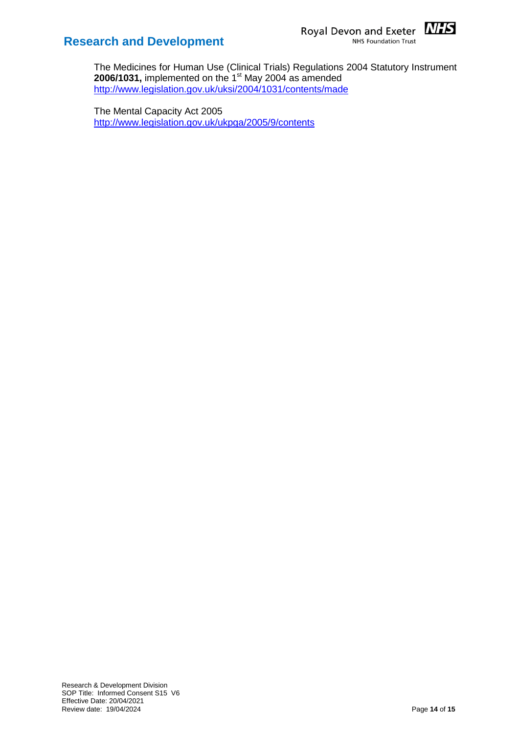The Medicines for Human Use (Clinical Trials) Regulations 2004 Statutory Instrument **2006/1031,** implemented on the 1st May 2004 as amended
http://www.legislation.gov.uk/uksi/2004/1031/contents/made

The Mental Capacity Act 2005
http://www.legislation.gov.uk/ukpga/2005/9/contents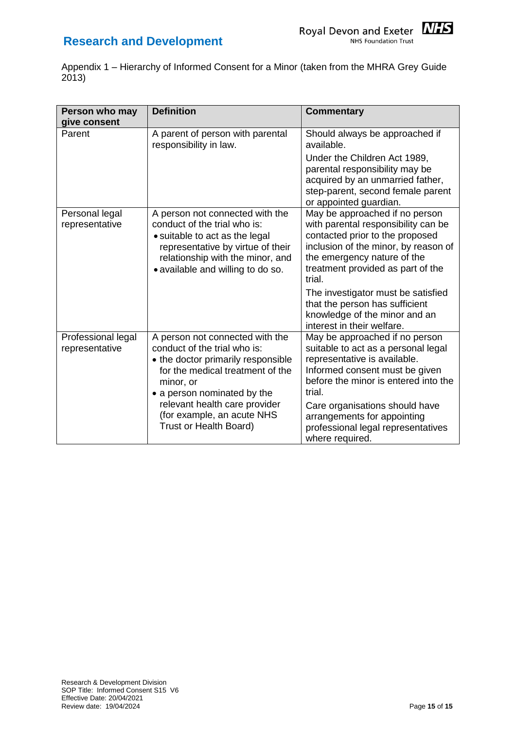Appendix 1 – Hierarchy of Informed Consent for a Minor (taken from the MHRA Grey Guide 2013)

| Person who may give consent | Definition | Commentary |
|---|---|---|
| Parent | A parent of person with parental responsibility in law. | Should always be approached if available.<br><br>Under the Children Act 1989, parental responsibility may be acquired by an unmarried father, step-parent, second female parent or appointed guardian. |
| Personal legal representative | A person not connected with the conduct of the trial who is:<br>• suitable to act as the legal representative by virtue of their relationship with the minor, and<br>• available and willing to do so. | May be approached if no person with parental responsibility can be contacted prior to the proposed inclusion of the minor, by reason of the emergency nature of the treatment provided as part of the trial.<br><br>The investigator must be satisfied that the person has sufficient knowledge of the minor and an interest in their welfare. |
| Professional legal representative | A person not connected with the conduct of the trial who is:<br>• the doctor primarily responsible for the medical treatment of the minor, or<br>• a person nominated by the relevant health care provider (for example, an acute NHS Trust or Health Board) | May be approached if no person suitable to act as a personal legal representative is available. Informed consent must be given before the minor is entered into the trial.<br><br>Care organisations should have arrangements for appointing professional legal representatives where required. |

Research & Development Division
SOP Title: Informed Consent S15 V6
Effective Date: 20/04/2021
Review date: 19/04/2024